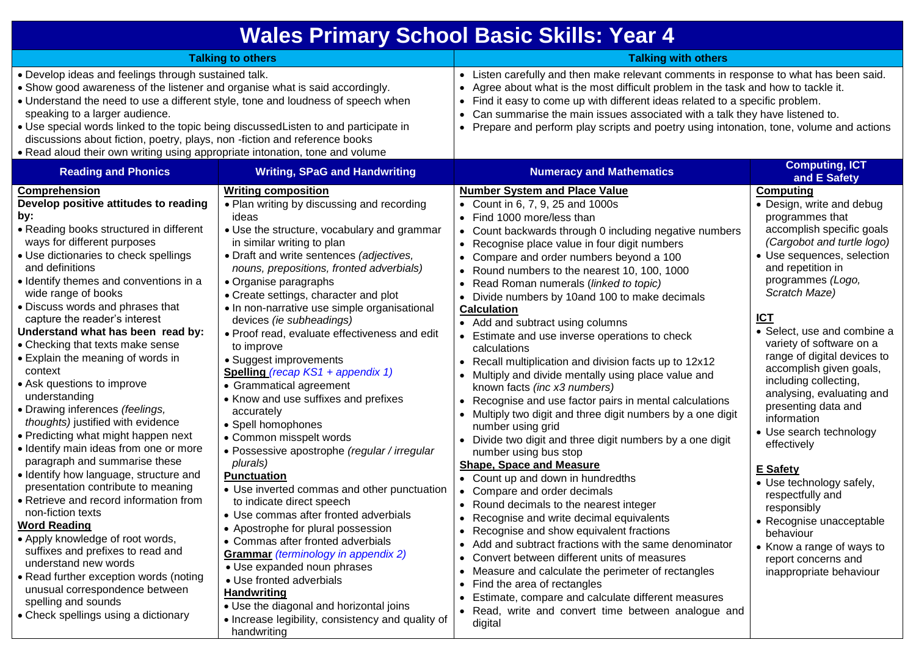# Wales Primary School Basic Skills: Year 4

## Talking to others

- Develop ideas and feelings through sustained talk.
- Show good awareness of the listener and organise what is said accordingly.
- Understand the need to use a different style, tone and loudness of speech when speaking to a larger audience.
- Use special words linked to the topic being discussedListen to and participate in discussions about fiction, poetry, plays, non -fiction and reference books
- Read aloud their own writing using appropriate intonation, tone and volume

## Talking with others

- Listen carefully and then make relevant comments in response to what has been said.
- Agree about what is the most difficult problem in the task and how to tackle it.
- Find it easy to come up with different ideas related to a specific problem.
- Can summarise the main issues associated with a talk they have listened to.
- Prepare and perform play scripts and poetry using intonation, tone, volume and actions

## Reading and Phonics

**Comprehension**

**Develop positive attitudes to reading by:**

- Reading books structured in different ways for different purposes
- Use dictionaries to check spellings and definitions
- Identify themes and conventions in a wide range of books
- Discuss words and phrases that capture the reader's interest

**Understand what has been read by:**

- Checking that texts make sense
- Explain the meaning of words in context
- Ask questions to improve understanding
- Drawing inferences *(feelings, thoughts)* justified with evidence
- Predicting what might happen next
- Identify main ideas from one or more paragraph and summarise these
- Identify how language, structure and presentation contribute to meaning
- Retrieve and record information from non-fiction texts

**Word Reading**

- Apply knowledge of root words, suffixes and prefixes to read and understand new words
- Read further exception words (noting unusual correspondence between spelling and sounds
- Check spellings using a dictionary

## Writing, SPaG and Handwriting

**Writing composition**

- Plan writing by discussing and recording ideas
- Use the structure, vocabulary and grammar in similar writing to plan
- Draft and write sentences *(adjectives, nouns, prepositions, fronted adverbials)*
- Organise paragraphs
- Create settings, character and plot
- In non-narrative use simple organisational devices *(ie subheadings)*
- Proof read, evaluate effectiveness and edit to improve
- Suggest improvements

**Spelling** *(recap KS1 + appendix 1)*

- Grammatical agreement
- Know and use suffixes and prefixes accurately
- Spell homophones
- Common misspelt words
- Possessive apostrophe *(regular / irregular plurals)*

**Punctuation**

- Use inverted commas and other punctuation to indicate direct speech
- Use commas after fronted adverbials
- Apostrophe for plural possession
- Commas after fronted adverbials

**Grammar** *(terminology in appendix 2)*

- Use expanded noun phrases
- Use fronted adverbials

**Handwriting**

- Use the diagonal and horizontal joins
- Increase legibility, consistency and quality of handwriting

## Numeracy and Mathematics

**Number System and Place Value**

- Count in 6, 7, 9, 25 and 1000s
- Find 1000 more/less than
- Count backwards through 0 including negative numbers
- Recognise place value in four digit numbers
- Compare and order numbers beyond a 100
- Round numbers to the nearest 10, 100, 1000
- Read Roman numerals (*linked to topic)*
- Divide numbers by 10and 100 to make decimals

**Calculation**

- Add and subtract using columns
- Estimate and use inverse operations to check calculations
- Recall multiplication and division facts up to 12x12
- Multiply and divide mentally using place value and known facts *(inc x3 numbers)*
- Recognise and use factor pairs in mental calculations
- Multiply two digit and three digit numbers by a one digit number using grid
- Divide two digit and three digit numbers by a one digit number using bus stop

**Shape, Space and Measure**

- Count up and down in hundredths
- Compare and order decimals
- Round decimals to the nearest integer
- Recognise and write decimal equivalents
- Recognise and show equivalent fractions
- Add and subtract fractions with the same denominator
- Convert between different units of measures
- Measure and calculate the perimeter of rectangles
- Find the area of rectangles
- Estimate, compare and calculate different measures
- Read, write and convert time between analogue and digital

## Computing, ICT and E Safety

**Computing**

- Design, write and debug programmes that accomplish specific goals *(Cargobot and turtle logo)*
- Use sequences, selection and repetition in programmes *(Logo, Scratch Maze)*

**ICT**

- Select, use and combine a variety of software on a range of digital devices to accomplish given goals, including collecting, analysing, evaluating and presenting data and information
- Use search technology effectively

**E Safety**

- Use technology safely, respectfully and responsibly
- Recognise unacceptable behaviour
- Know a range of ways to report concerns and inappropriate behaviour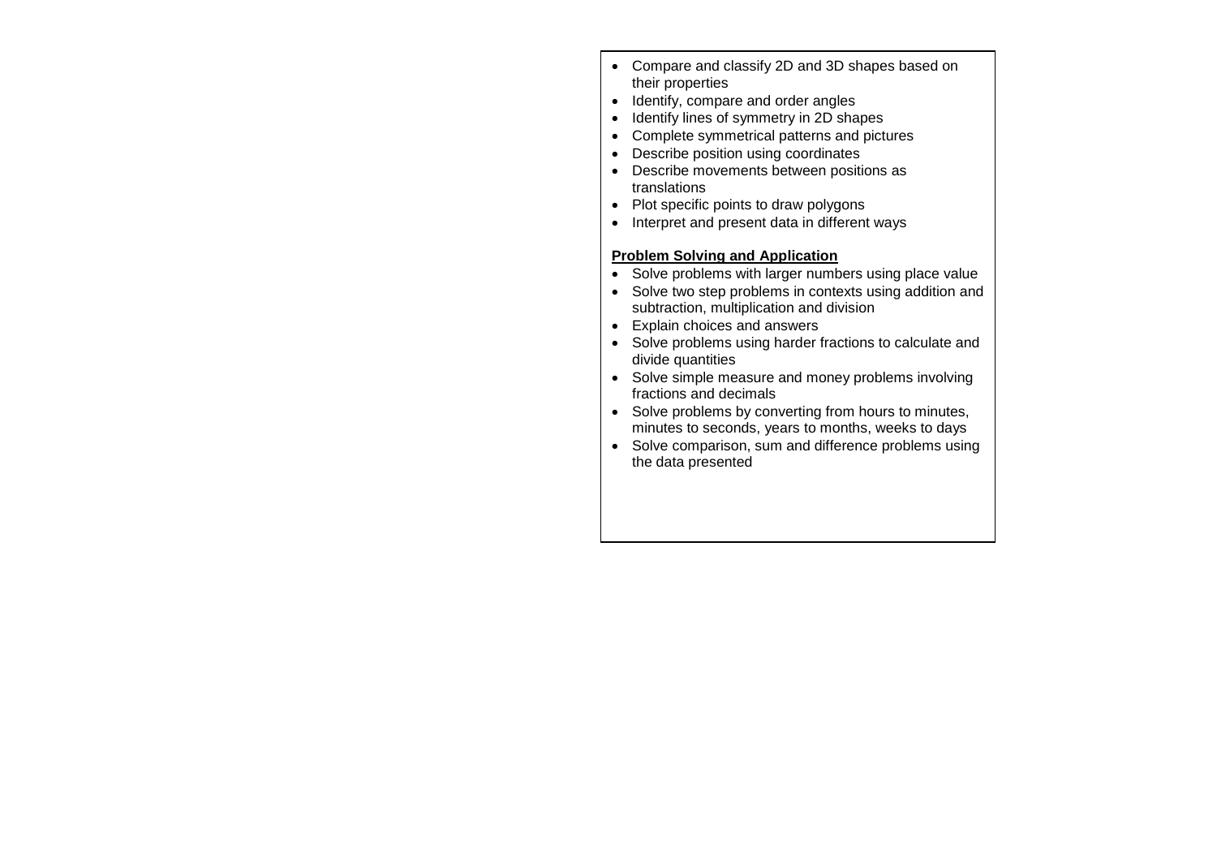- Compare and classify 2D and 3D shapes based on their properties
- Identify, compare and order angles
- Identify lines of symmetry in 2D shapes
- Complete symmetrical patterns and pictures
- Describe position using coordinates
- Describe movements between positions as translations
- Plot specific points to draw polygons
- Interpret and present data in different ways

**Problem Solving and Application**

- Solve problems with larger numbers using place value
- Solve two step problems in contexts using addition and subtraction, multiplication and division
- Explain choices and answers
- Solve problems using harder fractions to calculate and divide quantities
- Solve simple measure and money problems involving fractions and decimals
- Solve problems by converting from hours to minutes, minutes to seconds, years to months, weeks to days
- Solve comparison, sum and difference problems using the data presented